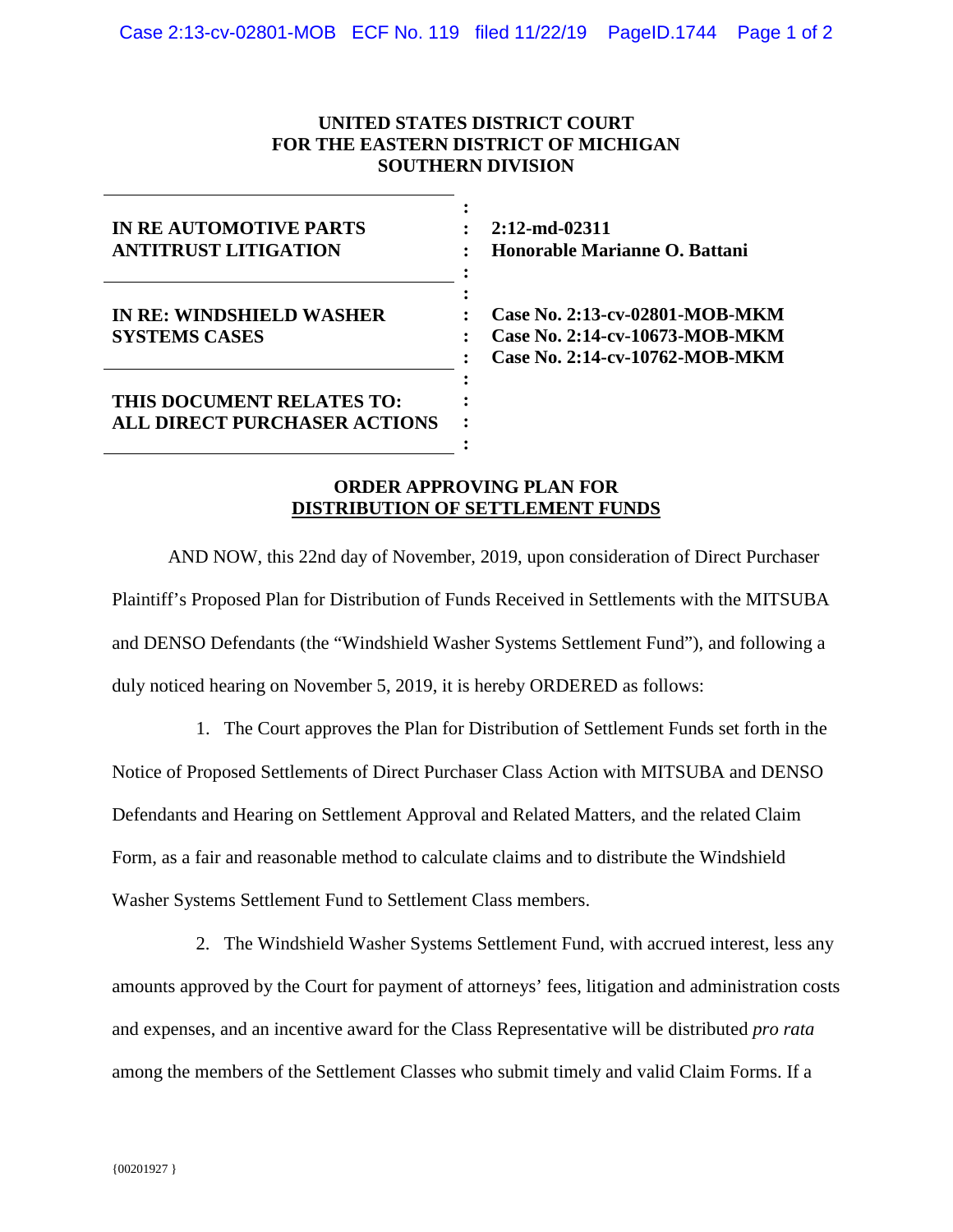**UNITED STATES DISTRICT COURT**
**FOR THE EASTERN DISTRICT OF MICHIGAN**
**SOUTHERN DIVISION**

| | | |
|---|---|---|
| **IN RE AUTOMOTIVE PARTS ANTITRUST LITIGATION** | : | **2:12-md-02311** **Honorable Marianne O. Battani** |
| **IN RE: WINDSHIELD WASHER SYSTEMS CASES** | : | **Case No. 2:13-cv-02801-MOB-MKM** **Case No. 2:14-cv-10673-MOB-MKM** **Case No. 2:14-cv-10762-MOB-MKM** |
| **THIS DOCUMENT RELATES TO: ALL DIRECT PURCHASER ACTIONS** | : | |

**ORDER APPROVING PLAN FOR DISTRIBUTION OF SETTLEMENT FUNDS**

AND NOW, this 22nd day of November, 2019, upon consideration of Direct Purchaser Plaintiff's Proposed Plan for Distribution of Funds Received in Settlements with the MITSUBA and DENSO Defendants (the "Windshield Washer Systems Settlement Fund"), and following a duly noticed hearing on November 5, 2019, it is hereby ORDERED as follows:

1. The Court approves the Plan for Distribution of Settlement Funds set forth in the Notice of Proposed Settlements of Direct Purchaser Class Action with MITSUBA and DENSO Defendants and Hearing on Settlement Approval and Related Matters, and the related Claim Form, as a fair and reasonable method to calculate claims and to distribute the Windshield Washer Systems Settlement Fund to Settlement Class members.

2. The Windshield Washer Systems Settlement Fund, with accrued interest, less any amounts approved by the Court for payment of attorneys' fees, litigation and administration costs and expenses, and an incentive award for the Class Representative will be distributed *pro rata* among the members of the Settlement Classes who submit timely and valid Claim Forms. If a

{00201927 }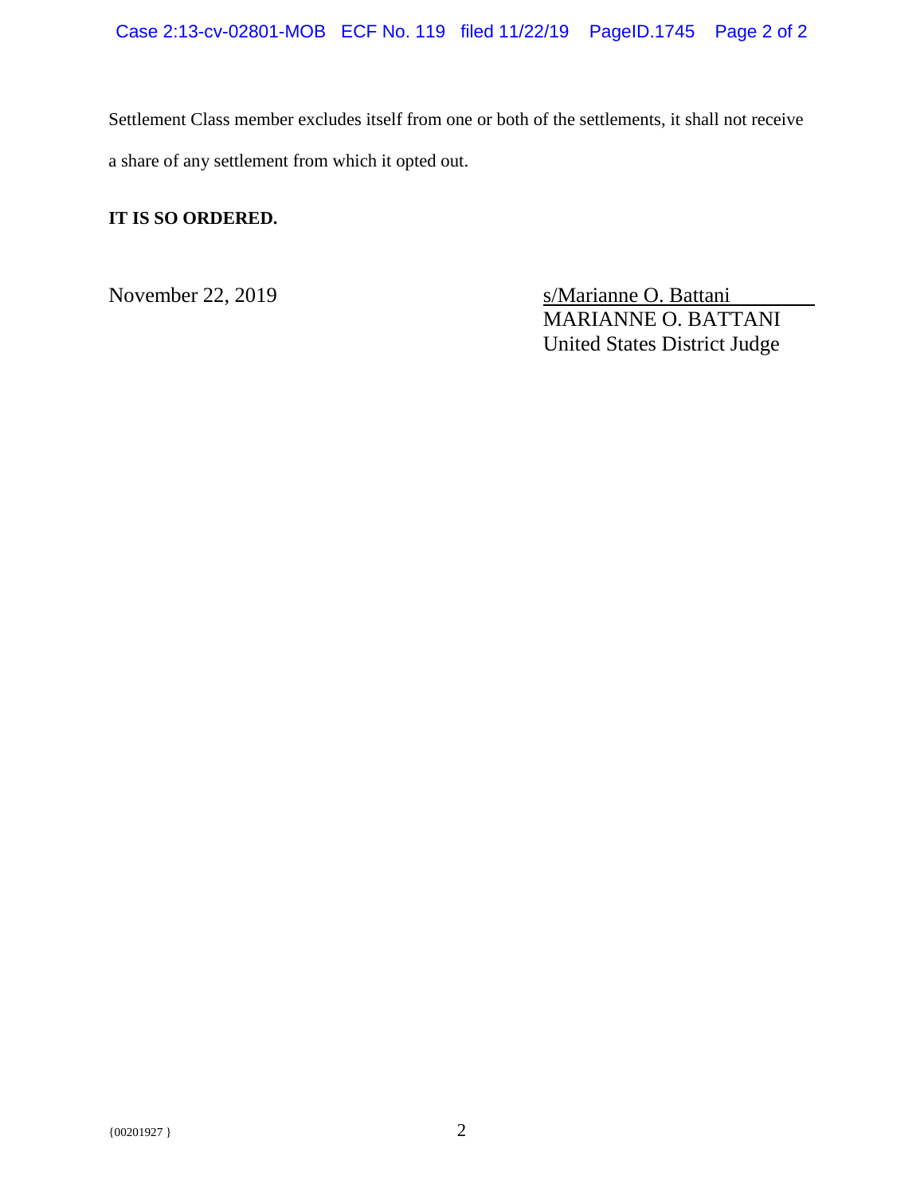Settlement Class member excludes itself from one or both of the settlements, it shall not receive a share of any settlement from which it opted out.

**IT IS SO ORDERED.**

November 22, 2019

s/Marianne O. Battani
MARIANNE O. BATTANI
United States District Judge

{00201927 }